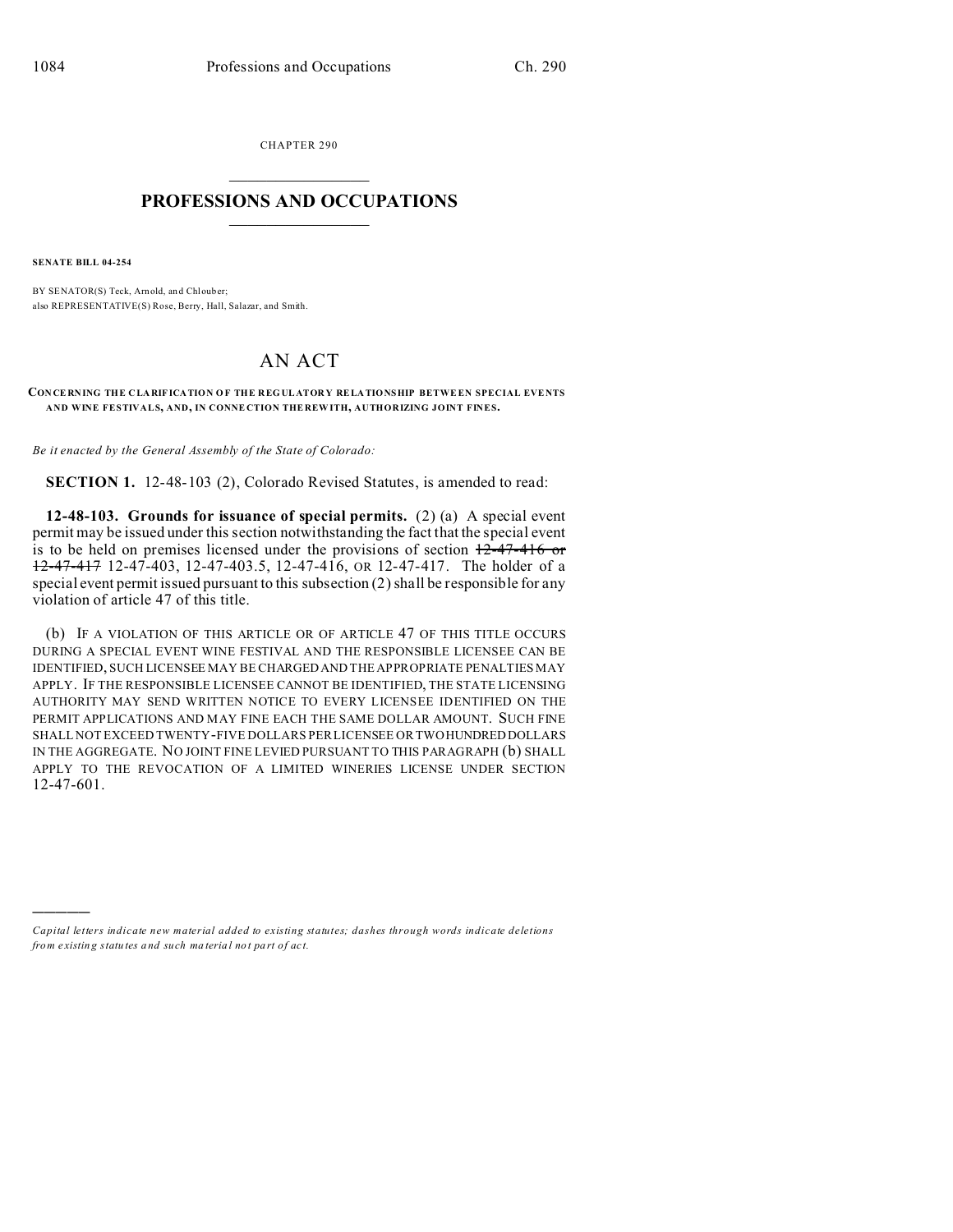CHAPTER 290

# PROFESSIONS AND OCCUPATIONS

**SENATE BILL 04-254**

BY SENATOR(S) Teck, Arnold, and Chlouber;
also REPRESENTATIVE(S) Rose, Berry, Hall, Salazar, and Smith.

# AN ACT

**CONCERNING THE CLARIFICATION OF THE REGULATORY RELATIONSHIP BETWEEN SPECIAL EVENTS AND WINE FESTIVALS, AND, IN CONNECTION THEREWITH, AUTHORIZING JOINT FINES.**

*Be it enacted by the General Assembly of the State of Colorado:*

**SECTION 1.** 12-48-103 (2), Colorado Revised Statutes, is amended to read:

**12-48-103. Grounds for issuance of special permits.** (2) (a) A special event permit may be issued under this section notwithstanding the fact that the special event is to be held on premises licensed under the provisions of section ~~12-47-416 or 12-47-417~~ 12-47-403, 12-47-403.5, 12-47-416, OR 12-47-417. The holder of a special event permit issued pursuant to this subsection (2) shall be responsible for any violation of article 47 of this title.

(b) IF A VIOLATION OF THIS ARTICLE OR OF ARTICLE 47 OF THIS TITLE OCCURS DURING A SPECIAL EVENT WINE FESTIVAL AND THE RESPONSIBLE LICENSEE CAN BE IDENTIFIED, SUCH LICENSEE MAY BE CHARGED AND THE APPROPRIATE PENALTIES MAY APPLY. IF THE RESPONSIBLE LICENSEE CANNOT BE IDENTIFIED, THE STATE LICENSING AUTHORITY MAY SEND WRITTEN NOTICE TO EVERY LICENSEE IDENTIFIED ON THE PERMIT APPLICATIONS AND MAY FINE EACH THE SAME DOLLAR AMOUNT. SUCH FINE SHALL NOT EXCEED TWENTY-FIVE DOLLARS PER LICENSEE OR TWO HUNDRED DOLLARS IN THE AGGREGATE. NO JOINT FINE LEVIED PURSUANT TO THIS PARAGRAPH (b) SHALL APPLY TO THE REVOCATION OF A LIMITED WINERIES LICENSE UNDER SECTION 12-47-601.

---

*Capital letters indicate new material added to existing statutes; dashes through words indicate deletions from existing statutes and such material not part of act.*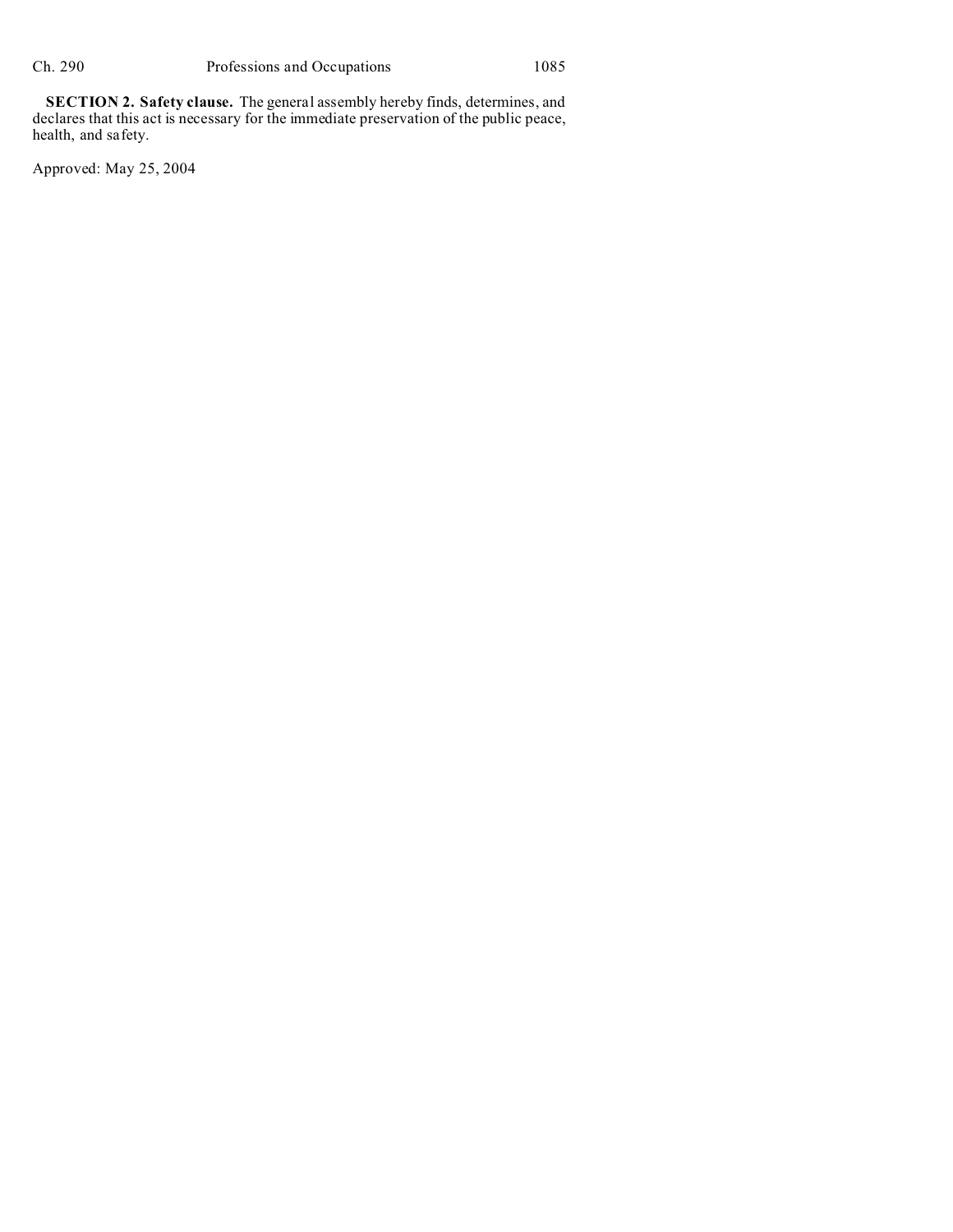**SECTION 2. Safety clause.** The general assembly hereby finds, determines, and declares that this act is necessary for the immediate preservation of the public peace, health, and safety.

Approved: May 25, 2004